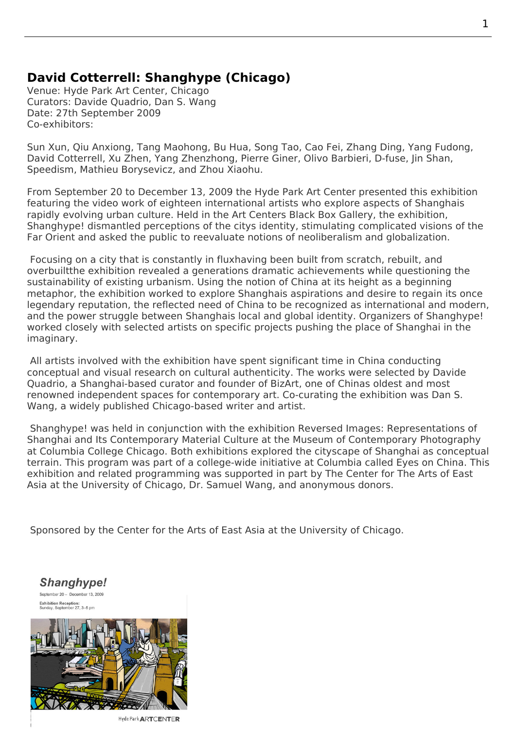## David Cotterrell: Shanghype (Chicago)

Venue: Hyde Park Art Center, Chicago
Curators: Davide Quadrio, Dan S. Wang
Date: 27th September 2009
Co-exhibitors:

Sun Xun, Qiu Anxiong, Tang Maohong, Bu Hua, Song Tao, Cao Fei, Zhang Ding, Yang Fudong, David Cotterrell, Xu Zhen, Yang Zhenzhong, Pierre Giner, Olivo Barbieri, D-fuse, Jin Shan, Speedism, Mathieu Borysevicz, and Zhou Xiaohu.

From September 20 to December 13, 2009 the Hyde Park Art Center presented this exhibition featuring the video work of eighteen international artists who explore aspects of Shanghais rapidly evolving urban culture. Held in the Art Centers Black Box Gallery, the exhibition, Shanghype! dismantled perceptions of the citys identity, stimulating complicated visions of the Far Orient and asked the public to reevaluate notions of neoliberalism and globalization.

Focusing on a city that is constantly in fluxhaving been built from scratch, rebuilt, and overbuiltthe exhibition revealed a generations dramatic achievements while questioning the sustainability of existing urbanism. Using the notion of China at its height as a beginning metaphor, the exhibition worked to explore Shanghais aspirations and desire to regain its once legendary reputation, the reflected need of China to be recognized as international and modern, and the power struggle between Shanghais local and global identity. Organizers of Shanghype! worked closely with selected artists on specific projects pushing the place of Shanghai in the imaginary.

All artists involved with the exhibition have spent significant time in China conducting conceptual and visual research on cultural authenticity. The works were selected by Davide Quadrio, a Shanghai-based curator and founder of BizArt, one of Chinas oldest and most renowned independent spaces for contemporary art. Co-curating the exhibition was Dan S. Wang, a widely published Chicago-based writer and artist.

Shanghype! was held in conjunction with the exhibition Reversed Images: Representations of Shanghai and Its Contemporary Material Culture at the Museum of Contemporary Photography at Columbia College Chicago. Both exhibitions explored the cityscape of Shanghai as conceptual terrain. This program was part of a college-wide initiative at Columbia called Eyes on China. This exhibition and related programming was supported in part by The Center for The Arts of East Asia at the University of Chicago, Dr. Samuel Wang, and anonymous donors.

Sponsored by the Center for the Arts of East Asia at the University of Chicago.

**Shanghype!**
September 20 – December 13, 2009

Exhibition Reception:
Sunday, September 27, 3–5 pm

Hyde Park ARTCENTER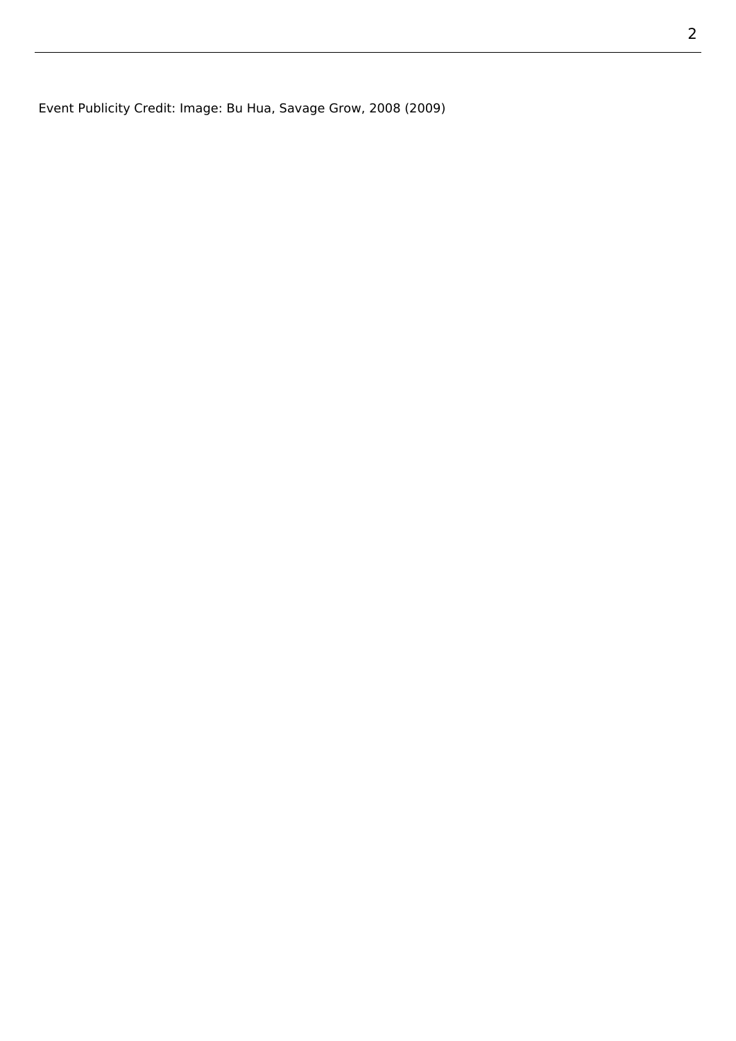Event Publicity Credit: Image: Bu Hua, Savage Grow, 2008 (2009)